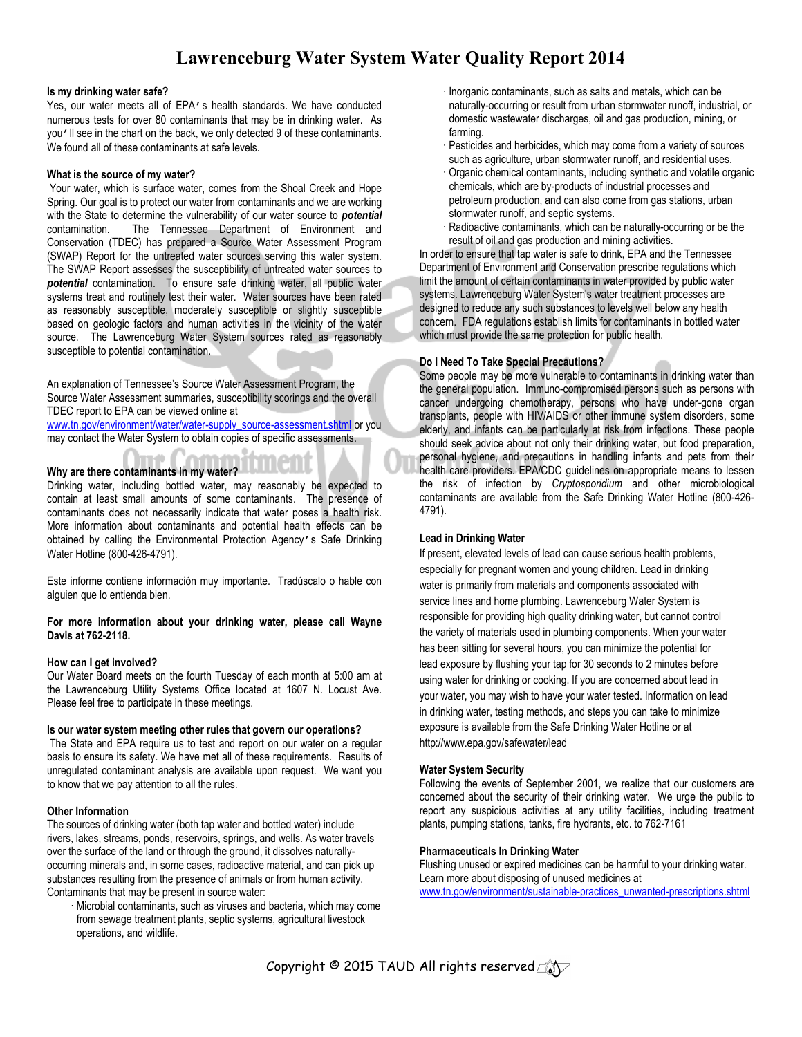# Lawrenceburg Water System Water Quality Report 2014

**Is my drinking water safe?**

Yes, our water meets all of EPA's health standards. We have conducted numerous tests for over 80 contaminants that may be in drinking water. As you'll see in the chart on the back, we only detected 9 of these contaminants. We found all of these contaminants at safe levels.

**What is the source of my water?**

Your water, which is surface water, comes from the Shoal Creek and Hope Spring. Our goal is to protect our water from contaminants and we are working with the State to determine the vulnerability of our water source to ***potential*** contamination. The Tennessee Department of Environment and Conservation (TDEC) has prepared a Source Water Assessment Program (SWAP) Report for the untreated water sources serving this water system. The SWAP Report assesses the susceptibility of untreated water sources to ***potential*** contamination. To ensure safe drinking water, all public water systems treat and routinely test their water. Water sources have been rated as reasonably susceptible, moderately susceptible or slightly susceptible based on geologic factors and human activities in the vicinity of the water source. The Lawrenceburg Water System sources rated as reasonably susceptible to potential contamination.

An explanation of Tennessee's Source Water Assessment Program, the Source Water Assessment summaries, susceptibility scorings and the overall TDEC report to EPA can be viewed online at www.tn.gov/environment/water/water-supply_source-assessment.shtml or you may contact the Water System to obtain copies of specific assessments.

**Why are there contaminants in my water?**

Drinking water, including bottled water, may reasonably be expected to contain at least small amounts of some contaminants. The presence of contaminants does not necessarily indicate that water poses a health risk. More information about contaminants and potential health effects can be obtained by calling the Environmental Protection Agency's Safe Drinking Water Hotline (800-426-4791).

Este informe contiene información muy importante. Tradúscalo o hable con alguien que lo entienda bien.

**For more information about your drinking water, please call Wayne Davis at 762-2118.**

**How can I get involved?**

Our Water Board meets on the fourth Tuesday of each month at 5:00 am at the Lawrenceburg Utility Systems Office located at 1607 N. Locust Ave. Please feel free to participate in these meetings.

**Is our water system meeting other rules that govern our operations?**

The State and EPA require us to test and report on our water on a regular basis to ensure its safety. We have met all of these requirements. Results of unregulated contaminant analysis are available upon request. We want you to know that we pay attention to all the rules.

**Other Information**

The sources of drinking water (both tap water and bottled water) include rivers, lakes, streams, ponds, reservoirs, springs, and wells. As water travels over the surface of the land or through the ground, it dissolves naturally-occurring minerals and, in some cases, radioactive material, and can pick up substances resulting from the presence of animals or from human activity. Contaminants that may be present in source water:

- Microbial contaminants, such as viruses and bacteria, which may come from sewage treatment plants, septic systems, agricultural livestock operations, and wildlife.
- Inorganic contaminants, such as salts and metals, which can be naturally-occurring or result from urban stormwater runoff, industrial, or domestic wastewater discharges, oil and gas production, mining, or farming.
- Pesticides and herbicides, which may come from a variety of sources such as agriculture, urban stormwater runoff, and residential uses.
- Organic chemical contaminants, including synthetic and volatile organic chemicals, which are by-products of industrial processes and petroleum production, and can also come from gas stations, urban stormwater runoff, and septic systems.
- Radioactive contaminants, which can be naturally-occurring or be the result of oil and gas production and mining activities.

In order to ensure that tap water is safe to drink, EPA and the Tennessee Department of Environment and Conservation prescribe regulations which limit the amount of certain contaminants in water provided by public water systems. Lawrenceburg Water System's water treatment processes are designed to reduce any such substances to levels well below any health concern. FDA regulations establish limits for contaminants in bottled water which must provide the same protection for public health.

**Do I Need To Take Special Precautions?**

Some people may be more vulnerable to contaminants in drinking water than the general population. Immuno-compromised persons such as persons with cancer undergoing chemotherapy, persons who have under-gone organ transplants, people with HIV/AIDS or other immune system disorders, some elderly, and infants can be particularly at risk from infections. These people should seek advice about not only their drinking water, but food preparation, personal hygiene, and precautions in handling infants and pets from their health care providers. EPA/CDC guidelines on appropriate means to lessen the risk of infection by *Cryptosporidium* and other microbiological contaminants are available from the Safe Drinking Water Hotline (800-426-4791).

**Lead in Drinking Water**

If present, elevated levels of lead can cause serious health problems, especially for pregnant women and young children. Lead in drinking water is primarily from materials and components associated with service lines and home plumbing. Lawrenceburg Water System is responsible for providing high quality drinking water, but cannot control the variety of materials used in plumbing components. When your water has been sitting for several hours, you can minimize the potential for lead exposure by flushing your tap for 30 seconds to 2 minutes before using water for drinking or cooking. If you are concerned about lead in your water, you may wish to have your water tested. Information on lead in drinking water, testing methods, and steps you can take to minimize exposure is available from the Safe Drinking Water Hotline or at http://www.epa.gov/safewater/lead

**Water System Security**

Following the events of September 2001, we realize that our customers are concerned about the security of their drinking water. We urge the public to report any suspicious activities at any utility facilities, including treatment plants, pumping stations, tanks, fire hydrants, etc. to 762-7161

**Pharmaceuticals In Drinking Water**

Flushing unused or expired medicines can be harmful to your drinking water. Learn more about disposing of unused medicines at www.tn.gov/environment/sustainable-practices_unwanted-prescriptions.shtml

Copyright © 2015 TAUD All rights reserved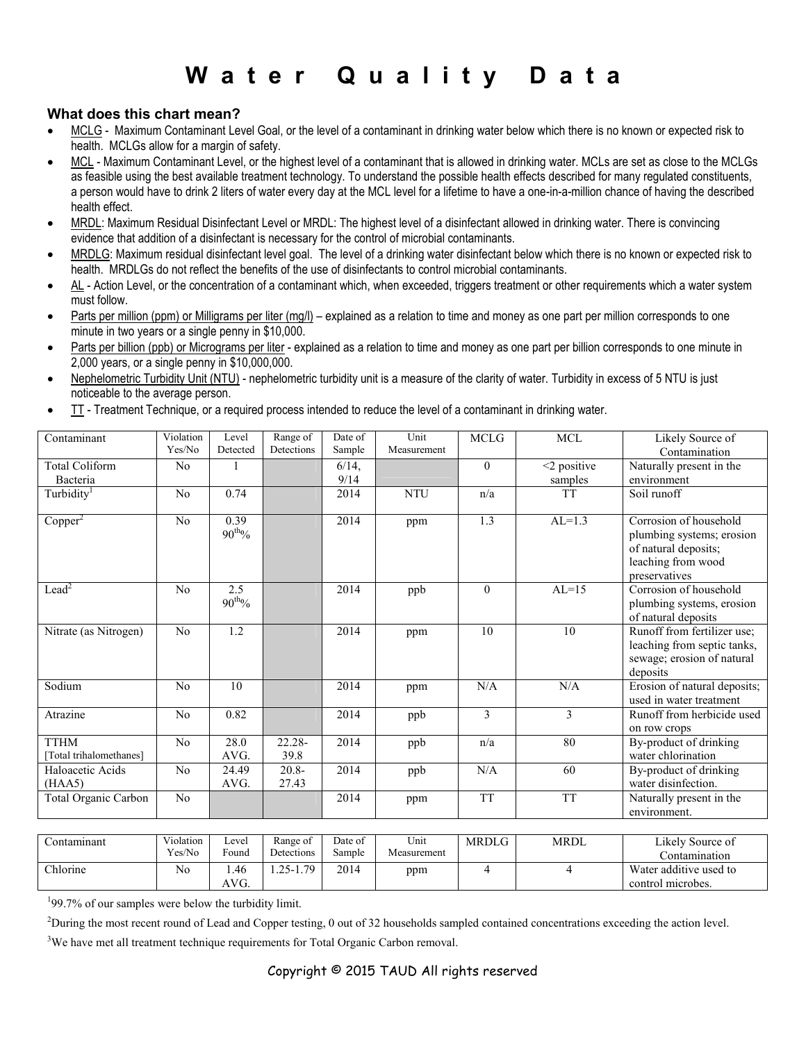# W a t e r   Q u a l i t y   D a t a

### What does this chart mean?

- MCLG - Maximum Contaminant Level Goal, or the level of a contaminant in drinking water below which there is no known or expected risk to health. MCLGs allow for a margin of safety.
- MCL - Maximum Contaminant Level, or the highest level of a contaminant that is allowed in drinking water. MCLs are set as close to the MCLGs as feasible using the best available treatment technology. To understand the possible health effects described for many regulated constituents, a person would have to drink 2 liters of water every day at the MCL level for a lifetime to have a one-in-a-million chance of having the described health effect.
- MRDL: Maximum Residual Disinfectant Level or MRDL: The highest level of a disinfectant allowed in drinking water. There is convincing evidence that addition of a disinfectant is necessary for the control of microbial contaminants.
- MRDLG: Maximum residual disinfectant level goal. The level of a drinking water disinfectant below which there is no known or expected risk to health. MRDLGs do not reflect the benefits of the use of disinfectants to control microbial contaminants.
- AL - Action Level, or the concentration of a contaminant which, when exceeded, triggers treatment or other requirements which a water system must follow.
- Parts per million (ppm) or Milligrams per liter (mg/l) – explained as a relation to time and money as one part per million corresponds to one minute in two years or a single penny in $10,000.
- Parts per billion (ppb) or Micrograms per liter - explained as a relation to time and money as one part per billion corresponds to one minute in 2,000 years, or a single penny in $10,000,000.
- Nephelometric Turbidity Unit (NTU) - nephelometric turbidity unit is a measure of the clarity of water. Turbidity in excess of 5 NTU is just noticeable to the average person.
- TT - Treatment Technique, or a required process intended to reduce the level of a contaminant in drinking water.

| Contaminant | Violation Yes/No | Level Detected | Range of Detections | Date of Sample | Unit Measurement | MCLG | MCL | Likely Source of Contamination |
|---|---|---|---|---|---|---|---|---|
| Total Coliform Bacteria | No | 1 | | 6/14, 9/14 | | 0 | <2 positive samples | Naturally present in the environment |
| Turbidity[1] | No | 0.74 | | 2014 | NTU | n/a | TT | Soil runoff |
| Copper[2] | No | 0.39 90$^{th}$% | | 2014 | ppm | 1.3 | AL=1.3 | Corrosion of household plumbing systems; erosion of natural deposits; leaching from wood preservatives |
| Lead[2] | No | 2.5 90$^{th}$% | | 2014 | ppb | 0 | AL=15 | Corrosion of household plumbing systems, erosion of natural deposits |
| Nitrate (as Nitrogen) | No | 1.2 | | 2014 | ppm | 10 | 10 | Runoff from fertilizer use; leaching from septic tanks, sewage; erosion of natural deposits |
| Sodium | No | 10 | | 2014 | ppm | N/A | N/A | Erosion of natural deposits; used in water treatment |
| Atrazine | No | 0.82 | | 2014 | ppb | 3 | 3 | Runoff from herbicide used on row crops |
| TTHM [Total trihalomethanes] | No | 28.0 AVG. | 22.28-39.8 | 2014 | ppb | n/a | 80 | By-product of drinking water chlorination |
| Haloacetic Acids (HAA5) | No | 24.49 AVG. | 20.8-27.43 | 2014 | ppb | N/A | 60 | By-product of drinking water disinfection. |
| Total Organic Carbon | No | | | 2014 | ppm | TT | TT | Naturally present in the environment. |

| Contaminant | Violation Yes/No | Level Found | Range of Detections | Date of Sample | Unit Measurement | MRDLG | MRDL | Likely Source of Contamination |
|---|---|---|---|---|---|---|---|---|
| Chlorine | No | 1.46 AVG. | 1.25-1.79 | 2014 | ppm | 4 | 4 | Water additive used to control microbes. |

[1]99.7% of our samples were below the turbidity limit.

[2]During the most recent round of Lead and Copper testing, 0 out of 32 households sampled contained concentrations exceeding the action level.

[3]We have met all treatment technique requirements for Total Organic Carbon removal.

Copyright © 2015 TAUD All rights reserved